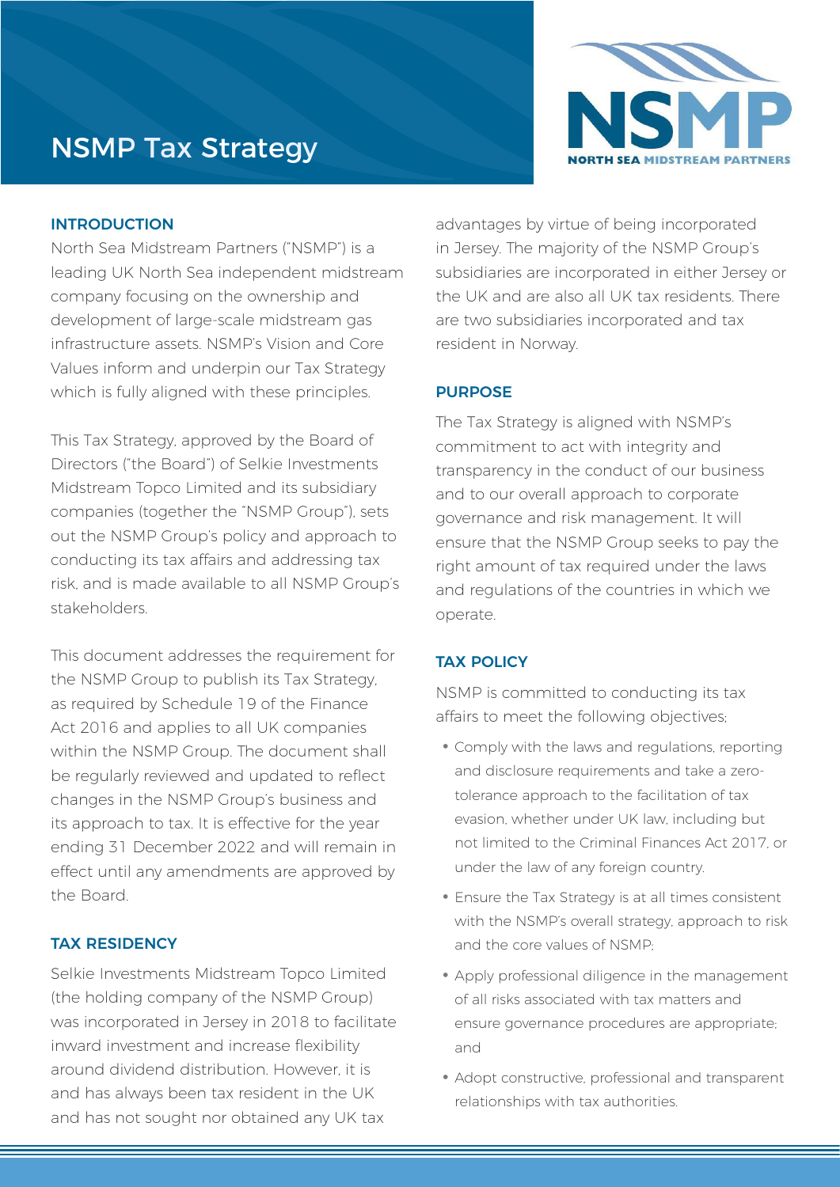# NSMP Tax Strategy

## INTRODUCTION

North Sea Midstream Partners ("NSMP") is a leading UK North Sea independent midstream company focusing on the ownership and development of large-scale midstream gas infrastructure assets. NSMP's Vision and Core Values inform and underpin our Tax Strategy which is fully aligned with these principles.

This Tax Strategy, approved by the Board of Directors ("the Board") of Selkie Investments Midstream Topco Limited and its subsidiary companies (together the "NSMP Group"), sets out the NSMP Group's policy and approach to conducting its tax affairs and addressing tax risk, and is made available to all NSMP Group's stakeholders.

This document addresses the requirement for the NSMP Group to publish its Tax Strategy, as required by Schedule 19 of the Finance Act 2016 and applies to all UK companies within the NSMP Group. The document shall be regularly reviewed and updated to reflect changes in the NSMP Group's business and its approach to tax. It is effective for the year ending 31 December 2022 and will remain in effect until any amendments are approved by the Board.

## TAX RESIDENCY

Selkie Investments Midstream Topco Limited (the holding company of the NSMP Group) was incorporated in Jersey in 2018 to facilitate inward investment and increase flexibility around dividend distribution. However, it is and has always been tax resident in the UK and has not sought nor obtained any UK tax advantages by virtue of being incorporated in Jersey. The majority of the NSMP Group's subsidiaries are incorporated in either Jersey or the UK and are also all UK tax residents. There are two subsidiaries incorporated and tax resident in Norway.

## PURPOSE

The Tax Strategy is aligned with NSMP's commitment to act with integrity and transparency in the conduct of our business and to our overall approach to corporate governance and risk management. It will ensure that the NSMP Group seeks to pay the right amount of tax required under the laws and regulations of the countries in which we operate.

## TAX POLICY

NSMP is committed to conducting its tax affairs to meet the following objectives;

- Comply with the laws and regulations, reporting and disclosure requirements and take a zero-tolerance approach to the facilitation of tax evasion, whether under UK law, including but not limited to the Criminal Finances Act 2017, or under the law of any foreign country.
- Ensure the Tax Strategy is at all times consistent with the NSMP's overall strategy, approach to risk and the core values of NSMP;
- Apply professional diligence in the management of all risks associated with tax matters and ensure governance procedures are appropriate; and
- Adopt constructive, professional and transparent relationships with tax authorities.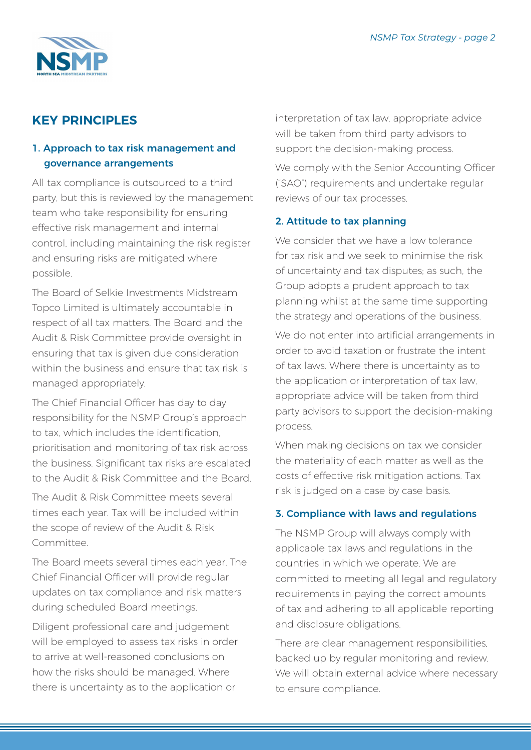## KEY PRINCIPLES

### 1. Approach to tax risk management and governance arrangements

All tax compliance is outsourced to a third party, but this is reviewed by the management team who take responsibility for ensuring effective risk management and internal control, including maintaining the risk register and ensuring risks are mitigated where possible.

The Board of Selkie Investments Midstream Topco Limited is ultimately accountable in respect of all tax matters. The Board and the Audit & Risk Committee provide oversight in ensuring that tax is given due consideration within the business and ensure that tax risk is managed appropriately.

The Chief Financial Officer has day to day responsibility for the NSMP Group's approach to tax, which includes the identification, prioritisation and monitoring of tax risk across the business. Significant tax risks are escalated to the Audit & Risk Committee and the Board.

The Audit & Risk Committee meets several times each year. Tax will be included within the scope of review of the Audit & Risk Committee.

The Board meets several times each year. The Chief Financial Officer will provide regular updates on tax compliance and risk matters during scheduled Board meetings.

Diligent professional care and judgement will be employed to assess tax risks in order to arrive at well-reasoned conclusions on how the risks should be managed. Where there is uncertainty as to the application or interpretation of tax law, appropriate advice will be taken from third party advisors to support the decision-making process.

We comply with the Senior Accounting Officer ("SAO") requirements and undertake regular reviews of our tax processes.

### 2. Attitude to tax planning

We consider that we have a low tolerance for tax risk and we seek to minimise the risk of uncertainty and tax disputes; as such, the Group adopts a prudent approach to tax planning whilst at the same time supporting the strategy and operations of the business.

We do not enter into artificial arrangements in order to avoid taxation or frustrate the intent of tax laws. Where there is uncertainty as to the application or interpretation of tax law, appropriate advice will be taken from third party advisors to support the decision-making process.

When making decisions on tax we consider the materiality of each matter as well as the costs of effective risk mitigation actions. Tax risk is judged on a case by case basis.

### 3. Compliance with laws and regulations

The NSMP Group will always comply with applicable tax laws and regulations in the countries in which we operate. We are committed to meeting all legal and regulatory requirements in paying the correct amounts of tax and adhering to all applicable reporting and disclosure obligations.

There are clear management responsibilities, backed up by regular monitoring and review. We will obtain external advice where necessary to ensure compliance.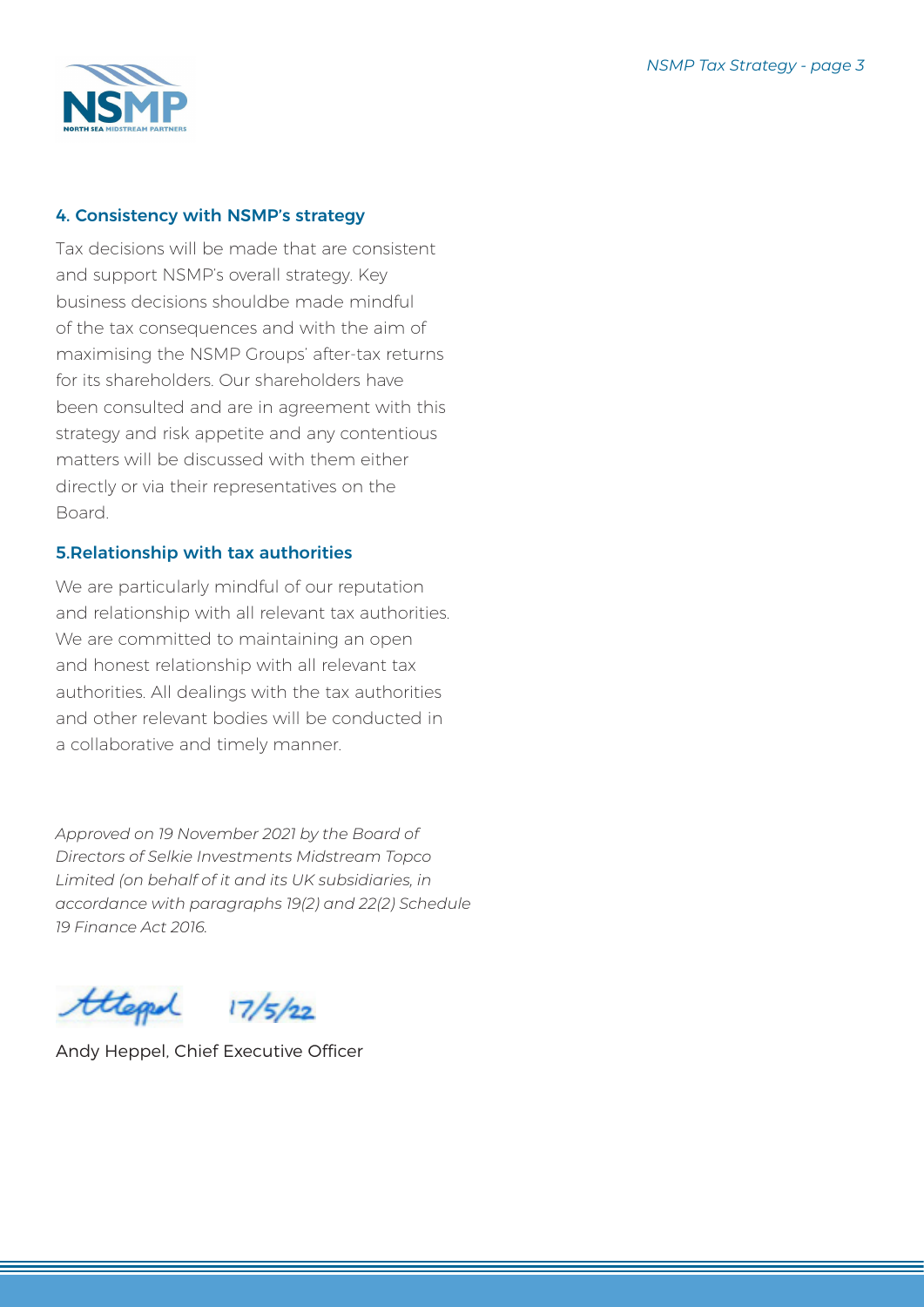## 4. Consistency with NSMP's strategy

Tax decisions will be made that are consistent and support NSMP's overall strategy. Key business decisions shouldbe made mindful of the tax consequences and with the aim of maximising the NSMP Groups' after-tax returns for its shareholders. Our shareholders have been consulted and are in agreement with this strategy and risk appetite and any contentious matters will be discussed with them either directly or via their representatives on the Board.

## 5.Relationship with tax authorities

We are particularly mindful of our reputation and relationship with all relevant tax authorities. We are committed to maintaining an open and honest relationship with all relevant tax authorities. All dealings with the tax authorities and other relevant bodies will be conducted in a collaborative and timely manner.

*Approved on 19 November 2021 by the Board of Directors of Selkie Investments Midstream Topco Limited (on behalf of it and its UK subsidiaries, in accordance with paragraphs 19(2) and 22(2) Schedule 19 Finance Act 2016.*

AHeppel 17/5/22

Andy Heppel, Chief Executive Officer